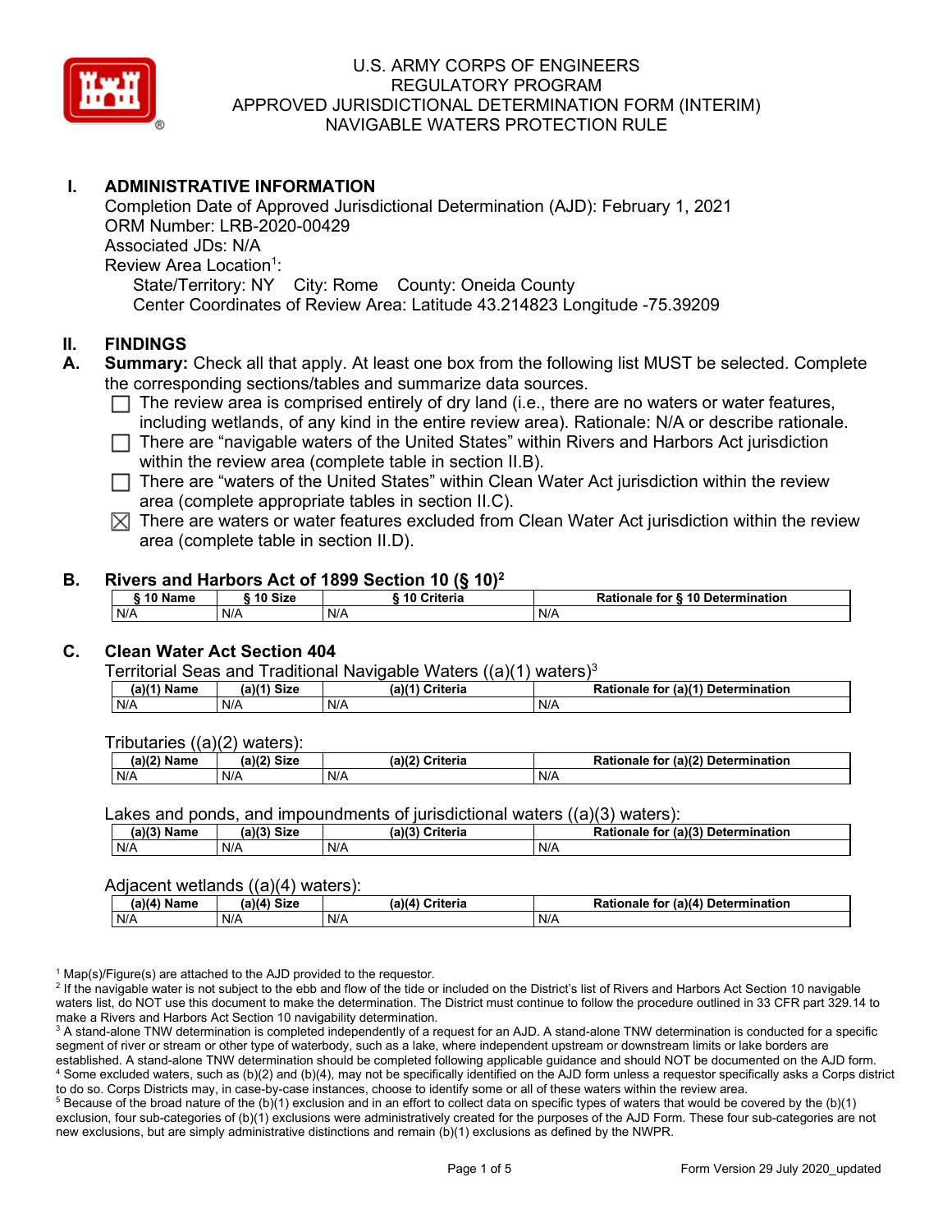# U.S. ARMY CORPS OF ENGINEERS
# REGULATORY PROGRAM
# APPROVED JURISDICTIONAL DETERMINATION FORM (INTERIM)
# NAVIGABLE WATERS PROTECTION RULE

## I. ADMINISTRATIVE INFORMATION

Completion Date of Approved Jurisdictional Determination (AJD): February 1, 2021
ORM Number: LRB-2020-00429
Associated JDs: N/A
Review Area Location[1]:
State/Territory: NY City: Rome County: Oneida County
Center Coordinates of Review Area: Latitude 43.214823 Longitude -75.39209

## II. FINDINGS

**A. Summary:** Check all that apply. At least one box from the following list MUST be selected. Complete the corresponding sections/tables and summarize data sources.

- ☐ The review area is comprised entirely of dry land (i.e., there are no waters or water features, including wetlands, of any kind in the entire review area). Rationale: N/A or describe rationale.
- ☐ There are "navigable waters of the United States" within Rivers and Harbors Act jurisdiction within the review area (complete table in section II.B).
- ☐ There are "waters of the United States" within Clean Water Act jurisdiction within the review area (complete appropriate tables in section II.C).
- ☒ There are waters or water features excluded from Clean Water Act jurisdiction within the review area (complete table in section II.D).

**B. Rivers and Harbors Act of 1899 Section 10 (§ 10)[2]**

| § 10 Name | § 10 Size | § 10 Criteria | Rationale for § 10 Determination |
|---|---|---|---|
| N/A | N/A | N/A | N/A |

**C. Clean Water Act Section 404**

Territorial Seas and Traditional Navigable Waters ((a)(1) waters)[3]

| (a)(1) Name | (a)(1) Size | (a)(1) Criteria | Rationale for (a)(1) Determination |
|---|---|---|---|
| N/A | N/A | N/A | N/A |

Tributaries ((a)(2) waters):

| (a)(2) Name | (a)(2) Size | (a)(2) Criteria | Rationale for (a)(2) Determination |
|---|---|---|---|
| N/A | N/A | N/A | N/A |

Lakes and ponds, and impoundments of jurisdictional waters ((a)(3) waters):

| (a)(3) Name | (a)(3) Size | (a)(3) Criteria | Rationale for (a)(3) Determination |
|---|---|---|---|
| N/A | N/A | N/A | N/A |

Adjacent wetlands ((a)(4) waters):

| (a)(4) Name | (a)(4) Size | (a)(4) Criteria | Rationale for (a)(4) Determination |
|---|---|---|---|
| N/A | N/A | N/A | N/A |

[1] Map(s)/Figure(s) are attached to the AJD provided to the requestor.
[2] If the navigable water is not subject to the ebb and flow of the tide or included on the District's list of Rivers and Harbors Act Section 10 navigable waters list, do NOT use this document to make the determination. The District must continue to follow the procedure outlined in 33 CFR part 329.14 to make a Rivers and Harbors Act Section 10 navigability determination.
[3] A stand-alone TNW determination is completed independently of a request for an AJD. A stand-alone TNW determination is conducted for a specific segment of river or stream or other type of waterbody, such as a lake, where independent upstream or downstream limits or lake borders are established. A stand-alone TNW determination should be completed following applicable guidance and should NOT be documented on the AJD form.
[4] Some excluded waters, such as (b)(2) and (b)(4), may not be specifically identified on the AJD form unless a requestor specifically asks a Corps district to do so. Corps Districts may, in case-by-case instances, choose to identify some or all of these waters within the review area.
[5] Because of the broad nature of the (b)(1) exclusion and in an effort to collect data on specific types of waters that would be covered by the (b)(1) exclusion, four sub-categories of (b)(1) exclusions were administratively created for the purposes of the AJD Form. These four sub-categories are not new exclusions, but are simply administrative distinctions and remain (b)(1) exclusions as defined by the NWPR.

Form Version 29 July 2020_updated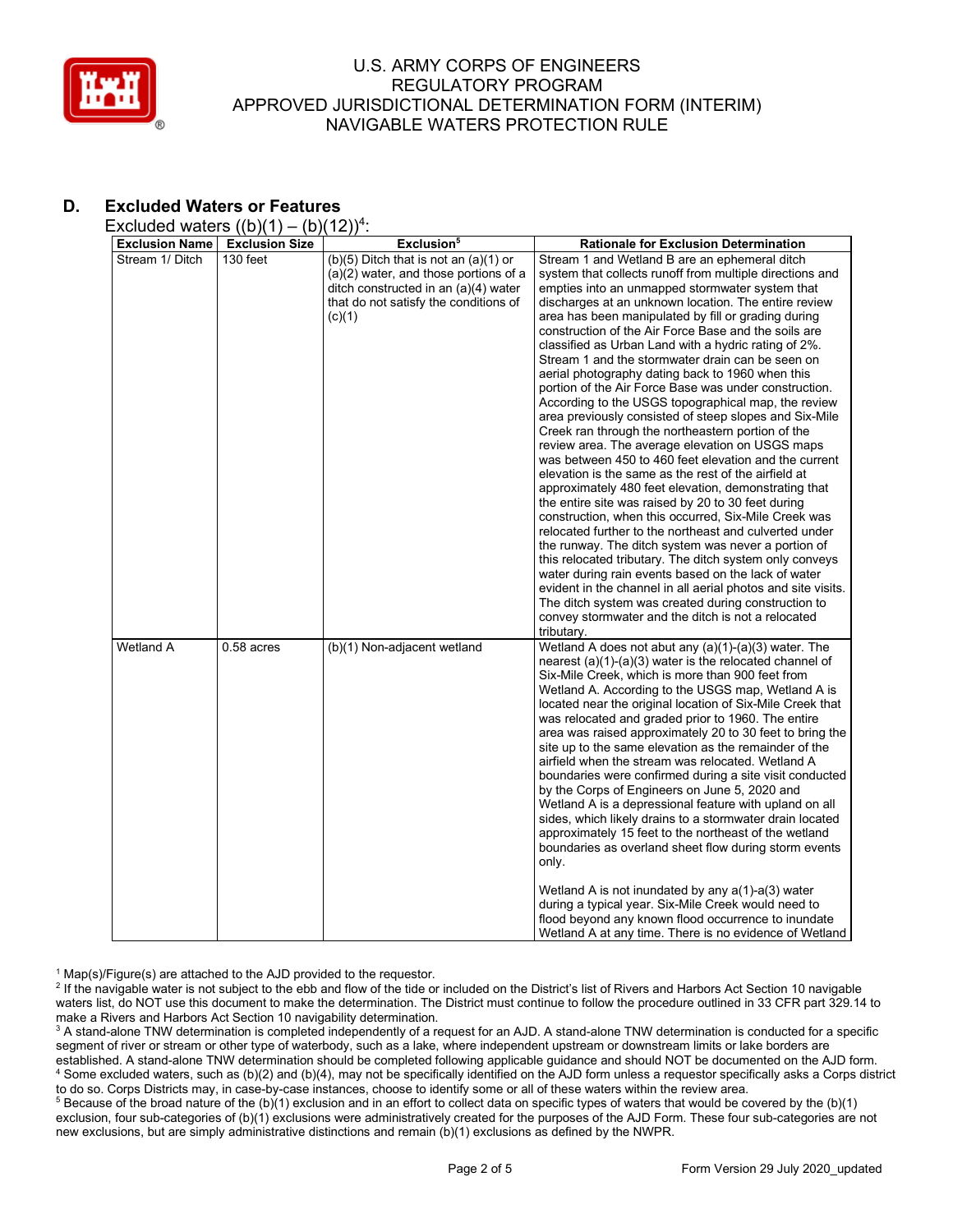## D. Excluded Waters or Features

Excluded waters ((b)(1) – (b)(12))[4]:

| Exclusion Name | Exclusion Size | Exclusion[5] | Rationale for Exclusion Determination |
|---|---|---|---|
| Stream 1/ Ditch | 130 feet | (b)(5) Ditch that is not an (a)(1) or (a)(2) water, and those portions of a ditch constructed in an (a)(4) water that do not satisfy the conditions of (c)(1) | Stream 1 and Wetland B are an ephemeral ditch system that collects runoff from multiple directions and empties into an unmapped stormwater system that discharges at an unknown location. The entire review area has been manipulated by fill or grading during construction of the Air Force Base and the soils are classified as Urban Land with a hydric rating of 2%. Stream 1 and the stormwater drain can be seen on aerial photography dating back to 1960 when this portion of the Air Force Base was under construction. According to the USGS topographical map, the review area previously consisted of steep slopes and Six-Mile Creek ran through the northeastern portion of the review area. The average elevation on USGS maps was between 450 to 460 feet elevation and the current elevation is the same as the rest of the airfield at approximately 480 feet elevation, demonstrating that the entire site was raised by 20 to 30 feet during construction, when this occurred, Six-Mile Creek was relocated further to the northeast and culverted under the runway. The ditch system was never a portion of this relocated tributary. The ditch system only conveys water during rain events based on the lack of water evident in the channel in all aerial photos and site visits. The ditch system was created during construction to convey stormwater and the ditch is not a relocated tributary. |
| Wetland A | 0.58 acres | (b)(1) Non-adjacent wetland | Wetland A does not abut any (a)(1)-(a)(3) water. The nearest (a)(1)-(a)(3) water is the relocated channel of Six-Mile Creek, which is more than 900 feet from Wetland A. According to the USGS map, Wetland A is located near the original location of Six-Mile Creek that was relocated and graded prior to 1960. The entire area was raised approximately 20 to 30 feet to bring the site up to the same elevation as the remainder of the airfield when the stream was relocated. Wetland A boundaries were confirmed during a site visit conducted by the Corps of Engineers on June 5, 2020 and Wetland A is a depressional feature with upland on all sides, which likely drains to a stormwater drain located approximately 15 feet to the northeast of the wetland boundaries as overland sheet flow during storm events only.<br><br>Wetland A is not inundated by any a(1)-a(3) water during a typical year. Six-Mile Creek would need to flood beyond any known flood occurrence to inundate Wetland A at any time. There is no evidence of Wetland |

[1] Map(s)/Figure(s) are attached to the AJD provided to the requestor.
[2] If the navigable water is not subject to the ebb and flow of the tide or included on the District's list of Rivers and Harbors Act Section 10 navigable waters list, do NOT use this document to make the determination. The District must continue to follow the procedure outlined in 33 CFR part 329.14 to make a Rivers and Harbors Act Section 10 navigability determination.
[3] A stand-alone TNW determination is completed independently of a request for an AJD. A stand-alone TNW determination is conducted for a specific segment of river or stream or other type of waterbody, such as a lake, where independent upstream or downstream limits or lake borders are established. A stand-alone TNW determination should be completed following applicable guidance and should NOT be documented on the AJD form.
[4] Some excluded waters, such as (b)(2) and (b)(4), may not be specifically identified on the AJD form unless a requestor specifically asks a Corps district to do so. Corps Districts may, in case-by-case instances, choose to identify some or all of these waters within the review area.
[5] Because of the broad nature of the (b)(1) exclusion and in an effort to collect data on specific types of waters that would be covered by the (b)(1) exclusion, four sub-categories of (b)(1) exclusions were administratively created for the purposes of the AJD Form. These four sub-categories are not new exclusions, but are simply administrative distinctions and remain (b)(1) exclusions as defined by the NWPR.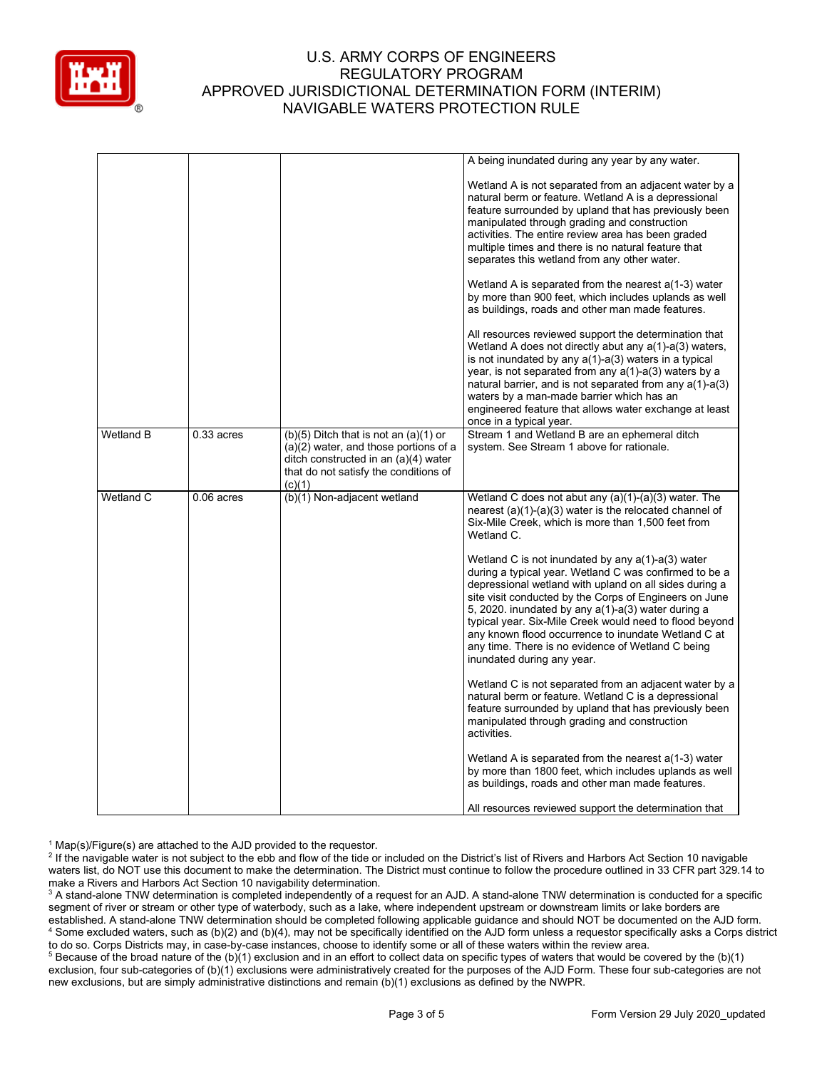# U.S. ARMY CORPS OF ENGINEERS
## REGULATORY PROGRAM
## APPROVED JURISDICTIONAL DETERMINATION FORM (INTERIM)
## NAVIGABLE WATERS PROTECTION RULE

| | | | |
|---|---|---|---|
| | | | A being inundated during any year by any water.<br><br>Wetland A is not separated from an adjacent water by a natural berm or feature. Wetland A is a depressional feature surrounded by upland that has previously been manipulated through grading and construction activities. The entire review area has been graded multiple times and there is no natural feature that separates this wetland from any other water.<br><br>Wetland A is separated from the nearest a(1-3) water by more than 900 feet, which includes uplands as well as buildings, roads and other man made features.<br><br>All resources reviewed support the determination that Wetland A does not directly abut any (a)(1)-a(3) waters, is not inundated by any a(1)-a(3) waters in a typical year, is not separated from any a(1)-a(3) waters by a natural barrier, and is not separated from any a(1)-a(3) waters by a man-made barrier which has an engineered feature that allows water exchange at least once in a typical year. |
| Wetland B | 0.33 acres | (b)(5) Ditch that is not an (a)(1) or (a)(2) water, and those portions of a ditch constructed in an (a)(4) water that do not satisfy the conditions of (c)(1) | Stream 1 and Wetland B are an ephemeral ditch system. See Stream 1 above for rationale. |
| Wetland C | 0.06 acres | (b)(1) Non-adjacent wetland | Wetland C does not abut any (a)(1)-(a)(3) water. The nearest (a)(1)-(a)(3) water is the relocated channel of Six-Mile Creek, which is more than 1,500 feet from Wetland C.<br><br>Wetland C is not inundated by any a(1)-a(3) water during a typical year. Wetland C was confirmed to be a depressional wetland with upland on all sides during a site visit conducted by the Corps of Engineers on June 5, 2020. inundated by any a(1)-a(3) water during a typical year. Six-Mile Creek would need to flood beyond any known flood occurrence to inundate Wetland C at any time. There is no evidence of Wetland C being inundated during any year.<br><br>Wetland C is not separated from an adjacent water by a natural berm or feature. Wetland C is a depressional feature surrounded by upland that has previously been manipulated through grading and construction activities.<br><br>Wetland A is separated from the nearest a(1-3) water by more than 1800 feet, which includes uplands as well as buildings, roads and other man made features.<br><br>All resources reviewed support the determination that |

[1] Map(s)/Figure(s) are attached to the AJD provided to the requestor.
[2] If the navigable water is not subject to the ebb and flow of the tide or included on the District's list of Rivers and Harbors Act Section 10 navigable waters list, do NOT use this document to make the determination. The District must continue to follow the procedure outlined in 33 CFR part 329.14 to make a Rivers and Harbors Act Section 10 navigability determination.
[3] A stand-alone TNW determination is completed independently of a request for an AJD. A stand-alone TNW determination is conducted for a specific segment of river or stream or other type of waterbody, such as a lake, where independent upstream or downstream limits or lake borders are established. A stand-alone TNW determination should be completed following applicable guidance and should NOT be documented on the AJD form.
[4] Some excluded waters, such as (b)(2) and (b)(4), may not be specifically identified on the AJD form unless a requestor specifically asks a Corps district to do so. Corps Districts may, in case-by-case instances, choose to identify some or all of these waters within the review area.
[5] Because of the broad nature of the (b)(1) exclusion and in an effort to collect data on specific types of waters that would be covered by the (b)(1) exclusion, four sub-categories of (b)(1) exclusions were administratively created for the purposes of the AJD Form. These four sub-categories are not new exclusions, but are simply administrative distinctions and remain (b)(1) exclusions as defined by the NWPR.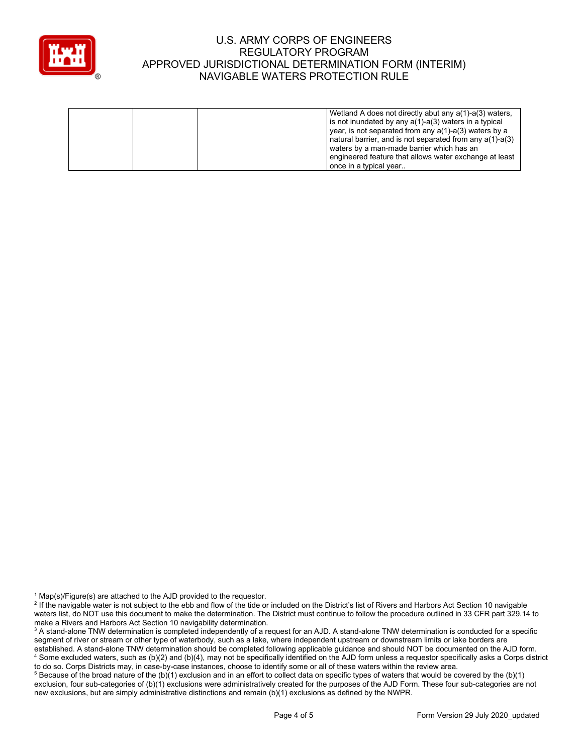|  |  |  | Wetland A does not directly abut any a(1)-a(3) waters, is not inundated by any a(1)-a(3) waters in a typical year, is not separated from any a(1)-a(3) waters by a natural barrier, and is not separated from any a(1)-a(3) waters by a man-made barrier which has an engineered feature that allows water exchange at least once in a typical year.. |
|---|---|---|---|

[1] Map(s)/Figure(s) are attached to the AJD provided to the requestor.

[2] If the navigable water is not subject to the ebb and flow of the tide or included on the District's list of Rivers and Harbors Act Section 10 navigable waters list, do NOT use this document to make the determination. The District must continue to follow the procedure outlined in 33 CFR part 329.14 to make a Rivers and Harbors Act Section 10 navigability determination.

[3] A stand-alone TNW determination is completed independently of a request for an AJD. A stand-alone TNW determination is conducted for a specific segment of river or stream or other type of waterbody, such as a lake, where independent upstream or downstream limits or lake borders are established. A stand-alone TNW determination should be completed following applicable guidance and should NOT be documented on the AJD form.

[4] Some excluded waters, such as (b)(2) and (b)(4), may not be specifically identified on the AJD form unless a requestor specifically asks a Corps district to do so. Corps Districts may, in case-by-case instances, choose to identify some or all of these waters within the review area.

[5] Because of the broad nature of the (b)(1) exclusion and in an effort to collect data on specific types of waters that would be covered by the (b)(1) exclusion, four sub-categories of (b)(1) exclusions were administratively created for the purposes of the AJD Form. These four sub-categories are not new exclusions, but are simply administrative distinctions and remain (b)(1) exclusions as defined by the NWPR.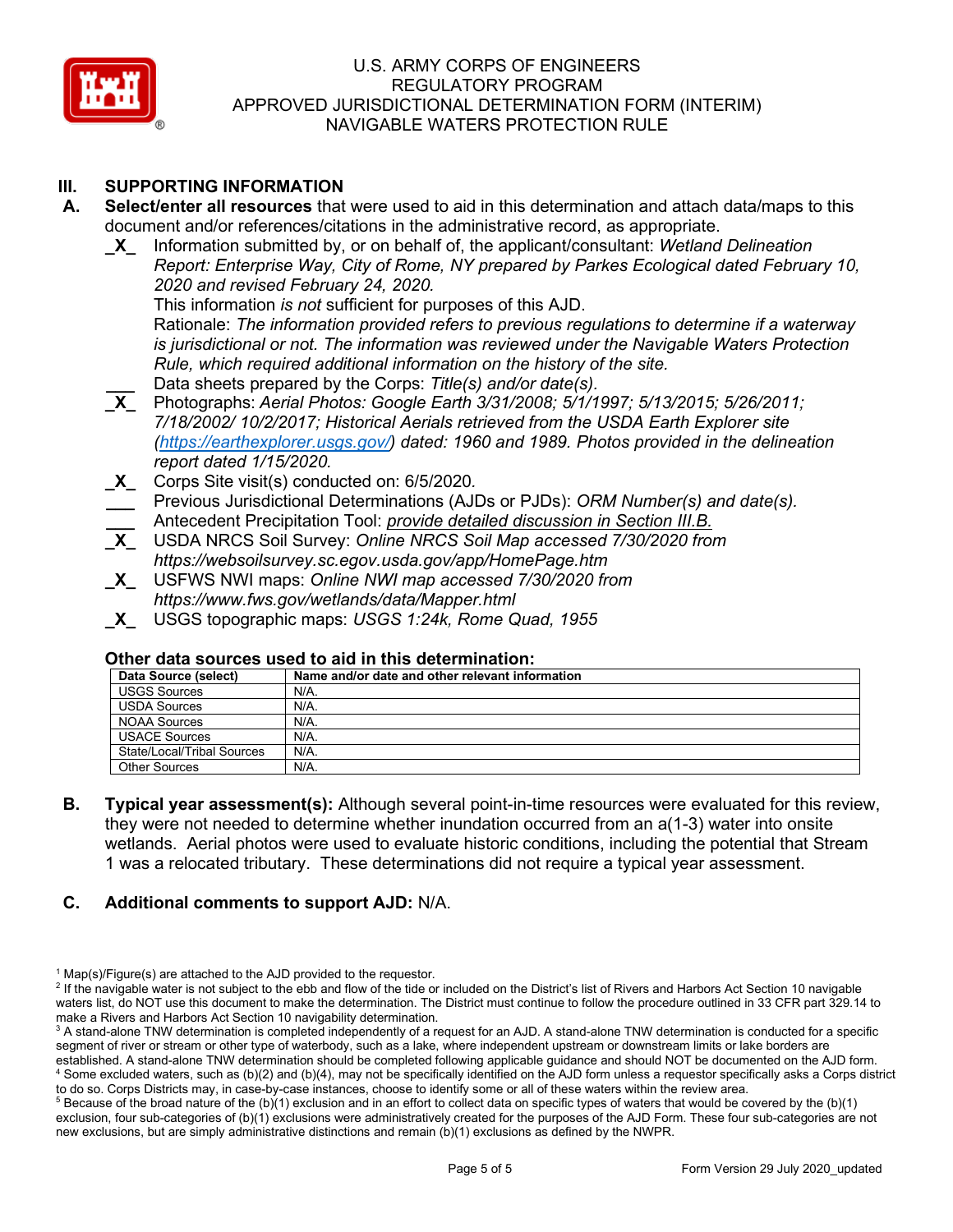U.S. ARMY CORPS OF ENGINEERS
REGULATORY PROGRAM
APPROVED JURISDICTIONAL DETERMINATION FORM (INTERIM)
NAVIGABLE WATERS PROTECTION RULE

## III. SUPPORTING INFORMATION

**A. Select/enter all resources** that were used to aid in this determination and attach data/maps to this document and/or references/citations in the administrative record, as appropriate.

_X_ Information submitted by, or on behalf of, the applicant/consultant: *Wetland Delineation Report: Enterprise Way, City of Rome, NY prepared by Parkes Ecological dated February 10, 2020 and revised February 24, 2020.*
This information *is not* sufficient for purposes of this AJD.
Rationale: *The information provided refers to previous regulations to determine if a waterway is jurisdictional or not. The information was reviewed under the Navigable Waters Protection Rule, which required additional information on the history of the site.*

___ Data sheets prepared by the Corps: *Title(s) and/or date(s).*

_X_ Photographs: *Aerial Photos: Google Earth 3/31/2008; 5/1/1997; 5/13/2015; 5/26/2011; 7/18/2002/ 10/2/2017; Historical Aerials retrieved from the USDA Earth Explorer site (https://earthexplorer.usgs.gov/) dated: 1960 and 1989. Photos provided in the delineation report dated 1/15/2020.*

_X_ Corps Site visit(s) conducted on: 6/5/2020.

___ Previous Jurisdictional Determinations (AJDs or PJDs): *ORM Number(s) and date(s).*

___ Antecedent Precipitation Tool: *provide detailed discussion in Section III.B.*

_X_ USDA NRCS Soil Survey: *Online NRCS Soil Map accessed 7/30/2020 from https://websoilsurvey.sc.egov.usda.gov/app/HomePage.htm*

_X_ USFWS NWI maps: *Online NWI map accessed 7/30/2020 from https://www.fws.gov/wetlands/data/Mapper.html*

_X_ USGS topographic maps: *USGS 1:24k, Rome Quad, 1955*

**Other data sources used to aid in this determination:**

| Data Source (select) | Name and/or date and other relevant information |
|---|---|
| USGS Sources | N/A. |
| USDA Sources | N/A. |
| NOAA Sources | N/A. |
| USACE Sources | N/A. |
| State/Local/Tribal Sources | N/A. |
| Other Sources | N/A. |

**B. Typical year assessment(s):** Although several point-in-time resources were evaluated for this review, they were not needed to determine whether inundation occurred from an a(1-3) water into onsite wetlands. Aerial photos were used to evaluate historic conditions, including the potential that Stream 1 was a relocated tributary. These determinations did not require a typical year assessment.

**C. Additional comments to support AJD:** N/A.

---

[1] Map(s)/Figure(s) are attached to the AJD provided to the requestor.
[2] If the navigable water is not subject to the ebb and flow of the tide or included on the District's list of Rivers and Harbors Act Section 10 navigable waters list, do NOT use this document to make the determination. The District must continue to follow the procedure outlined in 33 CFR part 329.14 to make a Rivers and Harbors Act Section 10 navigability determination.
[3] A stand-alone TNW determination is completed independently of a request for an AJD. A stand-alone TNW determination is conducted for a specific segment of river or stream or other type of waterbody, such as a lake, where independent upstream or downstream limits or lake borders are established. A stand-alone TNW determination should be completed following applicable guidance and should NOT be documented on the AJD form.
[4] Some excluded waters, such as (b)(2) and (b)(4), may not be specifically identified on the AJD form unless a requestor specifically asks a Corps district to do so. Corps Districts may, in case-by-case instances, choose to identify some or all of these waters within the review area.
[5] Because of the broad nature of the (b)(1) exclusion and in an effort to collect data on specific types of waters that would be covered by the (b)(1) exclusion, four sub-categories of (b)(1) exclusions were administratively created for the purposes of the AJD Form. These four sub-categories are not new exclusions, but are simply administrative distinctions and remain (b)(1) exclusions as defined by the NWPR.

Form Version 29 July 2020_updated